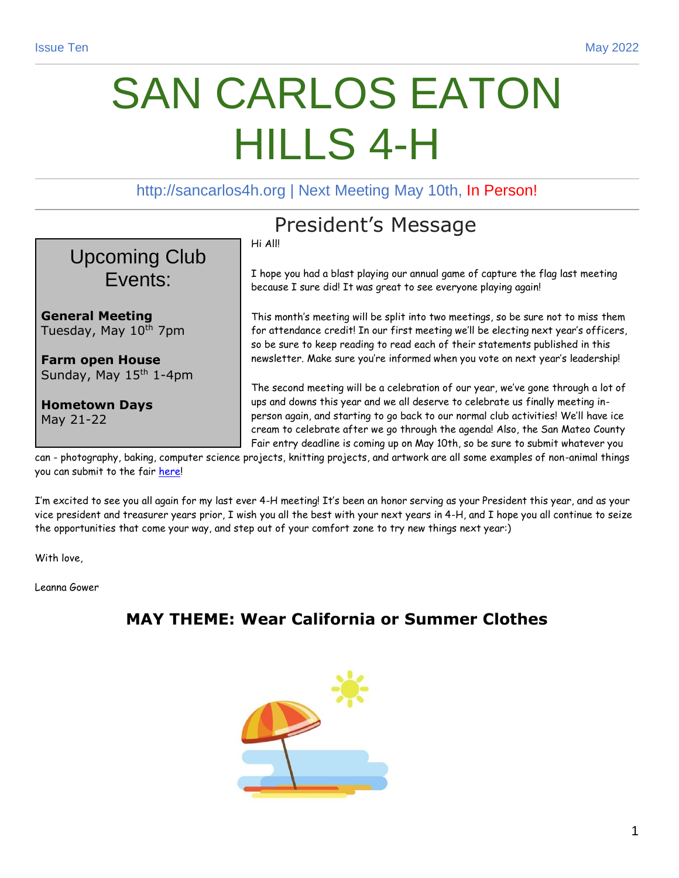Issue Ten | May 2022

# SAN CARLOS EATON HILLS 4-H

http://sancarlos4h.org | Next Meeting May 10th, In Person!

## Upcoming Club Events:

**General Meeting**
Tuesday, May 10th 7pm

**Farm open House**
Sunday, May 15th 1-4pm

**Hometown Days**
May 21-22

## President's Message

Hi All!

I hope you had a blast playing our annual game of capture the flag last meeting because I sure did! It was great to see everyone playing again!

This month's meeting will be split into two meetings, so be sure not to miss them for attendance credit! In our first meeting we'll be electing next year's officers, so be sure to keep reading to read each of their statements published in this newsletter. Make sure you're informed when you vote on next year's leadership!

The second meeting will be a celebration of our year, we've gone through a lot of ups and downs this year and we all deserve to celebrate us finally meeting in-person again, and starting to go back to our normal club activities! We'll have ice cream to celebrate after we go through the agenda! Also, the San Mateo County Fair entry deadline is coming up on May 10th, so be sure to submit whatever you can - photography, baking, computer science projects, knitting projects, and artwork are all some examples of non-animal things you can submit to the fair here!

I'm excited to see you all again for my last ever 4-H meeting! It's been an honor serving as your President this year, and as your vice president and treasurer years prior, I wish you all the best with your next years in 4-H, and I hope you all continue to seize the opportunities that come your way, and step out of your comfort zone to try new things next year:)

With love,

Leanna Gower

### MAY THEME: Wear California or Summer Clothes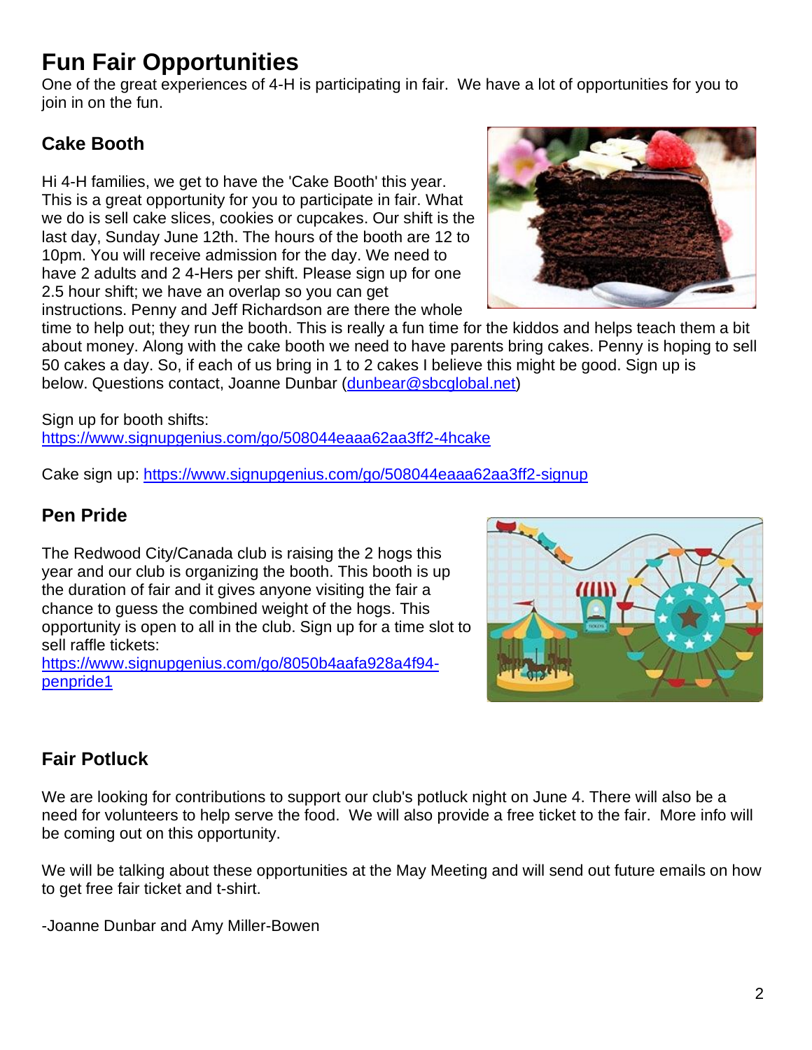# Fun Fair Opportunities

One of the great experiences of 4-H is participating in fair. We have a lot of opportunities for you to join in on the fun.

## Cake Booth

Hi 4-H families, we get to have the 'Cake Booth' this year. This is a great opportunity for you to participate in fair. What we do is sell cake slices, cookies or cupcakes. Our shift is the last day, Sunday June 12th. The hours of the booth are 12 to 10pm. You will receive admission for the day. We need to have 2 adults and 2 4-Hers per shift. Please sign up for one 2.5 hour shift; we have an overlap so you can get instructions. Penny and Jeff Richardson are there the whole time to help out; they run the booth. This is really a fun time for the kiddos and helps teach them a bit about money. Along with the cake booth we need to have parents bring cakes. Penny is hoping to sell 50 cakes a day. So, if each of us bring in 1 to 2 cakes I believe this might be good. Sign up is below. Questions contact, Joanne Dunbar (dunbear@sbcglobal.net)

Sign up for booth shifts:
https://www.signupgenius.com/go/508044eaaa62aa3ff2-4hcake

Cake sign up: https://www.signupgenius.com/go/508044eaaa62aa3ff2-signup

## Pen Pride

The Redwood City/Canada club is raising the 2 hogs this year and our club is organizing the booth. This booth is up the duration of fair and it gives anyone visiting the fair a chance to guess the combined weight of the hogs. This opportunity is open to all in the club. Sign up for a time slot to sell raffle tickets:
https://www.signupgenius.com/go/8050b4aafa928a4f94-penpride1

## Fair Potluck

We are looking for contributions to support our club's potluck night on June 4. There will also be a need for volunteers to help serve the food. We will also provide a free ticket to the fair. More info will be coming out on this opportunity.

We will be talking about these opportunities at the May Meeting and will send out future emails on how to get free fair ticket and t-shirt.

-Joanne Dunbar and Amy Miller-Bowen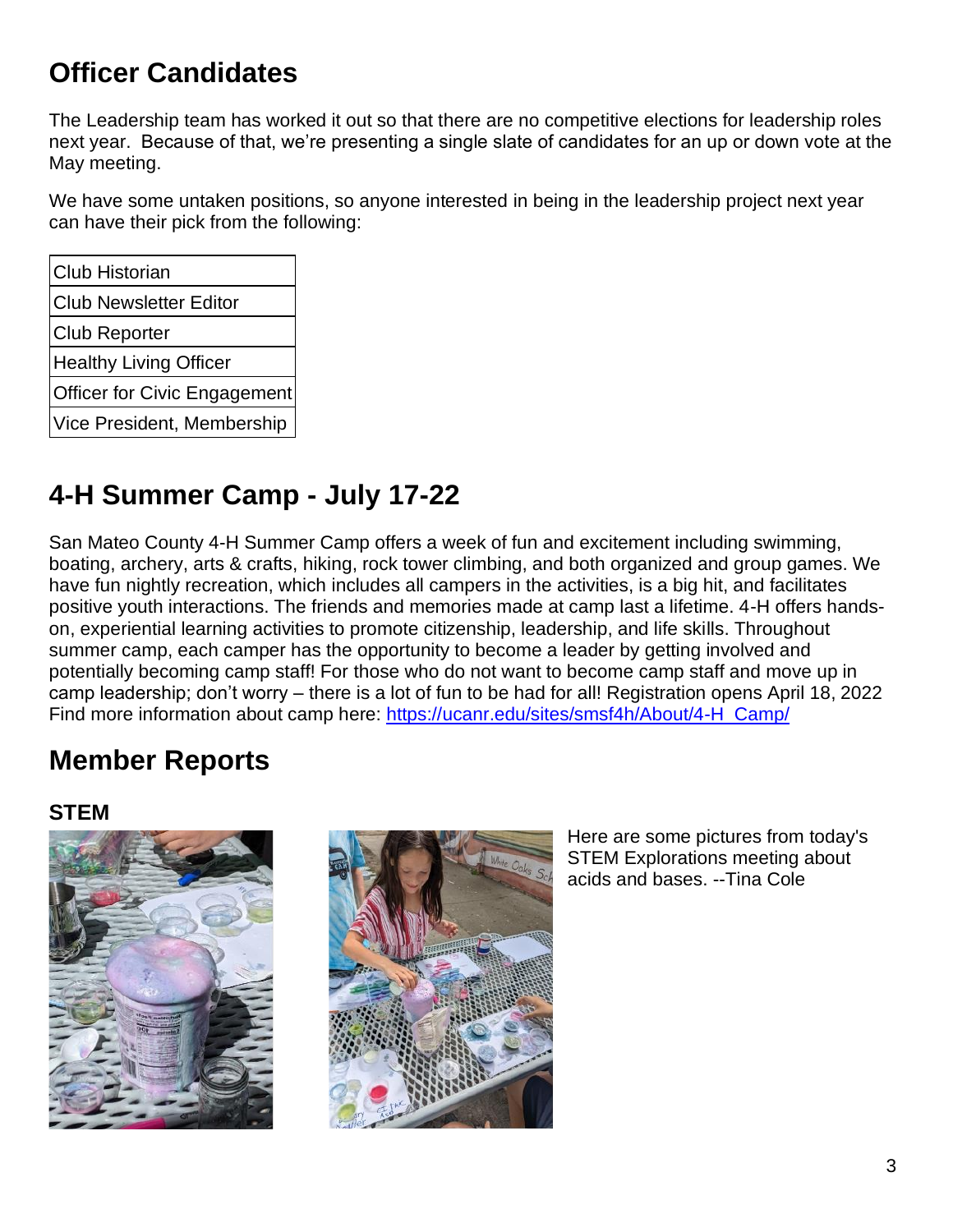## Officer Candidates

The Leadership team has worked it out so that there are no competitive elections for leadership roles next year. Because of that, we're presenting a single slate of candidates for an up or down vote at the May meeting.

We have some untaken positions, so anyone interested in being in the leadership project next year can have their pick from the following:

| |
|---|
| Club Historian |
| Club Newsletter Editor |
| Club Reporter |
| Healthy Living Officer |
| Officer for Civic Engagement |
| Vice President, Membership |

## 4-H Summer Camp - July 17-22

San Mateo County 4-H Summer Camp offers a week of fun and excitement including swimming, boating, archery, arts & crafts, hiking, rock tower climbing, and both organized and group games. We have fun nightly recreation, which includes all campers in the activities, is a big hit, and facilitates positive youth interactions. The friends and memories made at camp last a lifetime. 4-H offers hands-on, experiential learning activities to promote citizenship, leadership, and life skills. Throughout summer camp, each camper has the opportunity to become a leader by getting involved and potentially becoming camp staff! For those who do not want to become camp staff and move up in camp leadership; don't worry – there is a lot of fun to be had for all! Registration opens April 18, 2022 Find more information about camp here: https://ucanr.edu/sites/smsf4h/About/4-H_Camp/

## Member Reports

### STEM

Here are some pictures from today's STEM Explorations meeting about acids and bases. --Tina Cole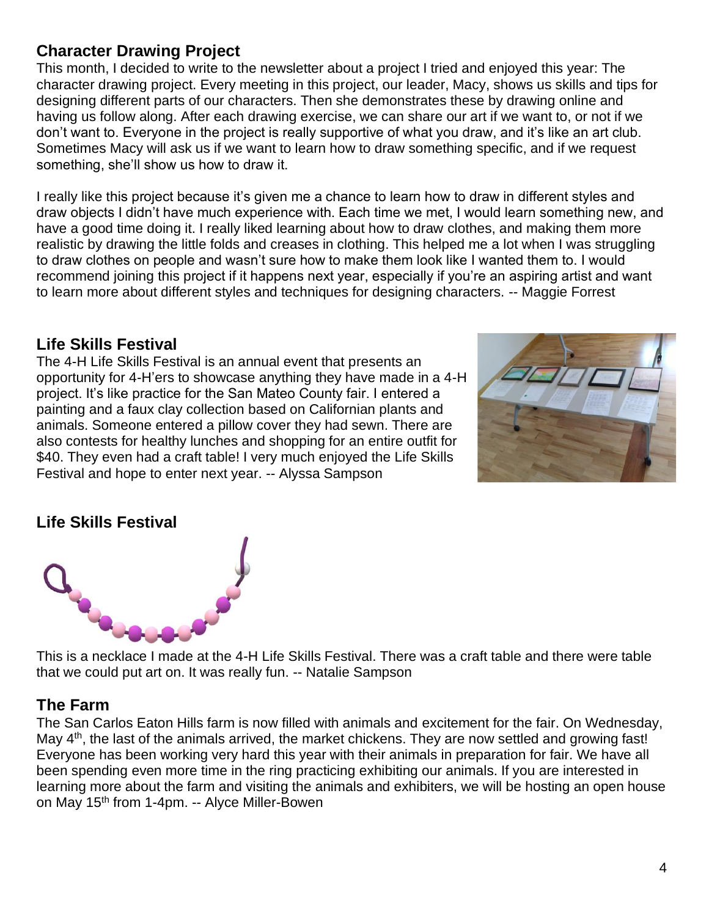## Character Drawing Project

This month, I decided to write to the newsletter about a project I tried and enjoyed this year: The character drawing project. Every meeting in this project, our leader, Macy, shows us skills and tips for designing different parts of our characters. Then she demonstrates these by drawing online and having us follow along. After each drawing exercise, we can share our art if we want to, or not if we don't want to. Everyone in the project is really supportive of what you draw, and it's like an art club. Sometimes Macy will ask us if we want to learn how to draw something specific, and if we request something, she'll show us how to draw it.

I really like this project because it's given me a chance to learn how to draw in different styles and draw objects I didn't have much experience with. Each time we met, I would learn something new, and have a good time doing it. I really liked learning about how to draw clothes, and making them more realistic by drawing the little folds and creases in clothing. This helped me a lot when I was struggling to draw clothes on people and wasn't sure how to make them look like I wanted them to. I would recommend joining this project if it happens next year, especially if you're an aspiring artist and want to learn more about different styles and techniques for designing characters. -- Maggie Forrest

## Life Skills Festival

The 4-H Life Skills Festival is an annual event that presents an opportunity for 4-H'ers to showcase anything they have made in a 4-H project. It's like practice for the San Mateo County fair. I entered a painting and a faux clay collection based on Californian plants and animals. Someone entered a pillow cover they had sewn. There are also contests for healthy lunches and shopping for an entire outfit for $40. They even had a craft table! I very much enjoyed the Life Skills Festival and hope to enter next year. -- Alyssa Sampson

## Life Skills Festival

This is a necklace I made at the 4-H Life Skills Festival. There was a craft table and there were table that we could put art on. It was really fun. -- Natalie Sampson

## The Farm

The San Carlos Eaton Hills farm is now filled with animals and excitement for the fair. On Wednesday, May 4th, the last of the animals arrived, the market chickens. They are now settled and growing fast! Everyone has been working very hard this year with their animals in preparation for fair. We have all been spending even more time in the ring practicing exhibiting our animals. If you are interested in learning more about the farm and visiting the animals and exhibiters, we will be hosting an open house on May 15th from 1-4pm. -- Alyce Miller-Bowen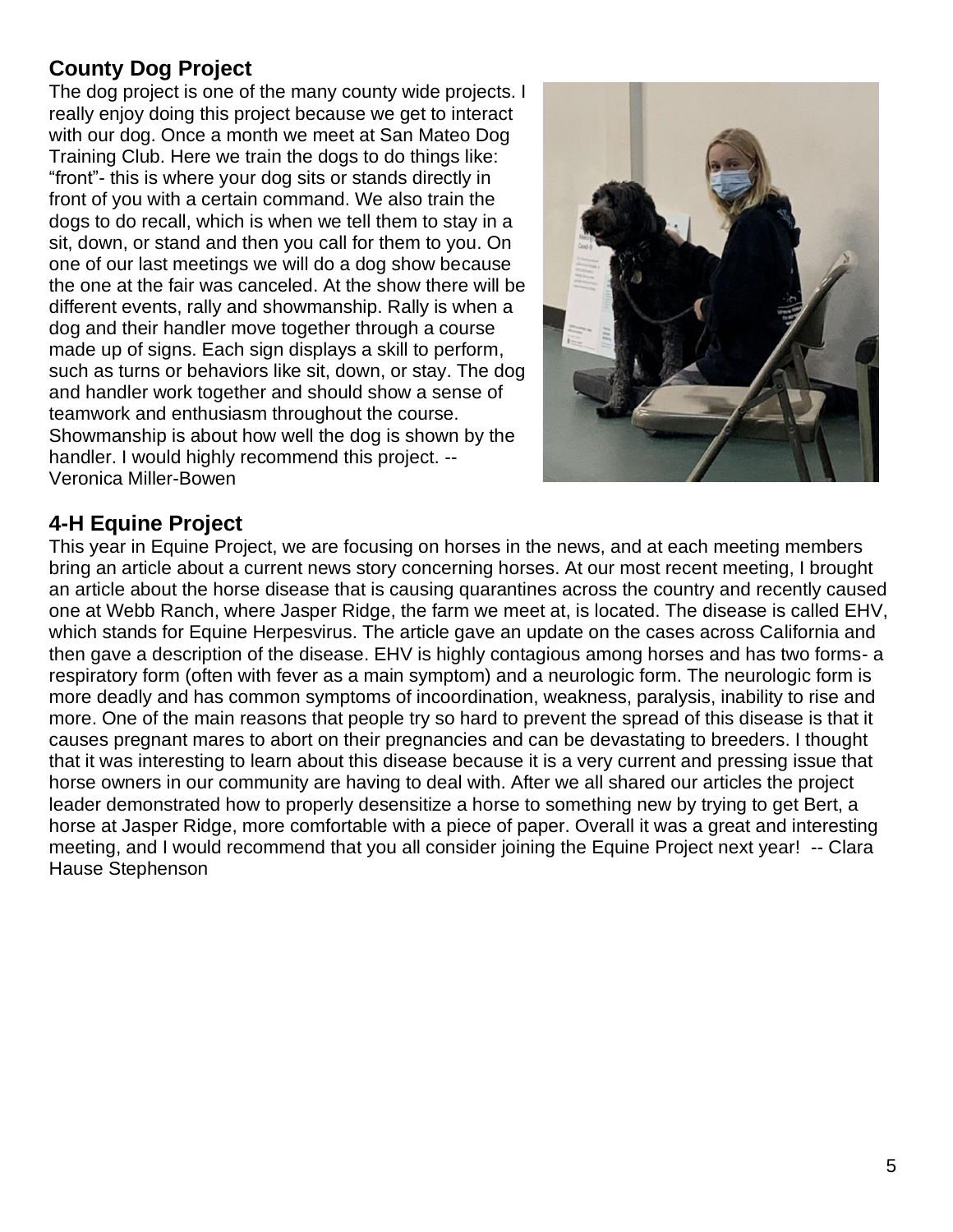## County Dog Project

The dog project is one of the many county wide projects. I really enjoy doing this project because we get to interact with our dog. Once a month we meet at San Mateo Dog Training Club. Here we train the dogs to do things like: "front"- this is where your dog sits or stands directly in front of you with a certain command. We also train the dogs to do recall, which is when we tell them to stay in a sit, down, or stand and then you call for them to you. On one of our last meetings we will do a dog show because the one at the fair was canceled. At the show there will be different events, rally and showmanship. Rally is when a dog and their handler move together through a course made up of signs. Each sign displays a skill to perform, such as turns or behaviors like sit, down, or stay. The dog and handler work together and should show a sense of teamwork and enthusiasm throughout the course. Showmanship is about how well the dog is shown by the handler. I would highly recommend this project. -- Veronica Miller-Bowen

## 4-H Equine Project

This year in Equine Project, we are focusing on horses in the news, and at each meeting members bring an article about a current news story concerning horses. At our most recent meeting, I brought an article about the horse disease that is causing quarantines across the country and recently caused one at Webb Ranch, where Jasper Ridge, the farm we meet at, is located. The disease is called EHV, which stands for Equine Herpesvirus. The article gave an update on the cases across California and then gave a description of the disease. EHV is highly contagious among horses and has two forms- a respiratory form (often with fever as a main symptom) and a neurologic form. The neurologic form is more deadly and has common symptoms of incoordination, weakness, paralysis, inability to rise and more. One of the main reasons that people try so hard to prevent the spread of this disease is that it causes pregnant mares to abort on their pregnancies and can be devastating to breeders. I thought that it was interesting to learn about this disease because it is a very current and pressing issue that horse owners in our community are having to deal with. After we all shared our articles the project leader demonstrated how to properly desensitize a horse to something new by trying to get Bert, a horse at Jasper Ridge, more comfortable with a piece of paper. Overall it was a great and interesting meeting, and I would recommend that you all consider joining the Equine Project next year! -- Clara Hause Stephenson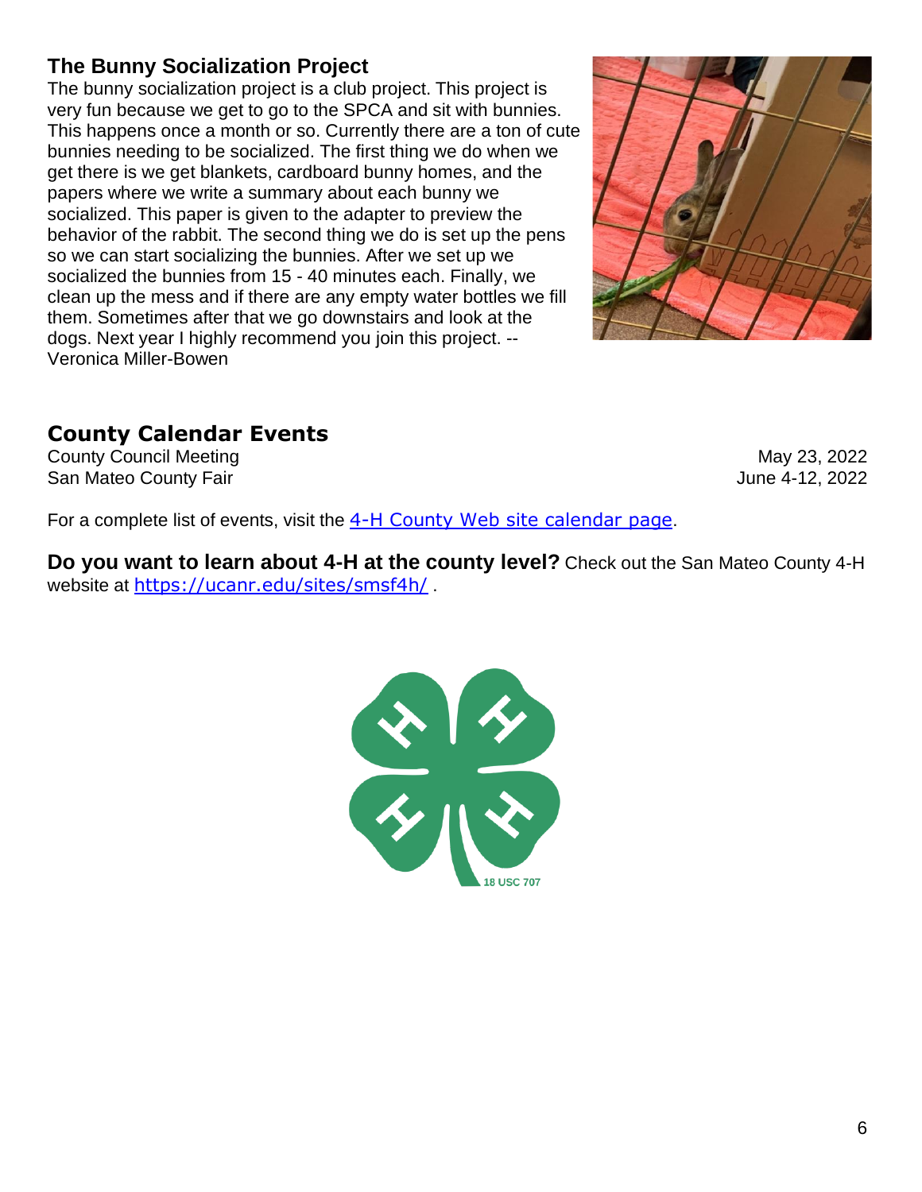## The Bunny Socialization Project

The bunny socialization project is a club project. This project is very fun because we get to go to the SPCA and sit with bunnies. This happens once a month or so. Currently there are a ton of cute bunnies needing to be socialized. The first thing we do when we get there is we get blankets, cardboard bunny homes, and the papers where we write a summary about each bunny we socialized. This paper is given to the adapter to preview the behavior of the rabbit. The second thing we do is set up the pens so we can start socializing the bunnies. After we set up we socialized the bunnies from 15 - 40 minutes each. Finally, we clean up the mess and if there are any empty water bottles we fill them. Sometimes after that we go downstairs and look at the dogs. Next year I highly recommend you join this project. -- Veronica Miller-Bowen

## County Calendar Events

| | |
|---|---|
| County Council Meeting | May 23, 2022 |
| San Mateo County Fair | June 4-12, 2022 |

For a complete list of events, visit the [4-H County Web site calendar page](#).

**Do you want to learn about 4-H at the county level?** Check out the San Mateo County 4-H website at [https://ucanr.edu/sites/smsf4h/](https://ucanr.edu/sites/smsf4h/) .

18 USC 707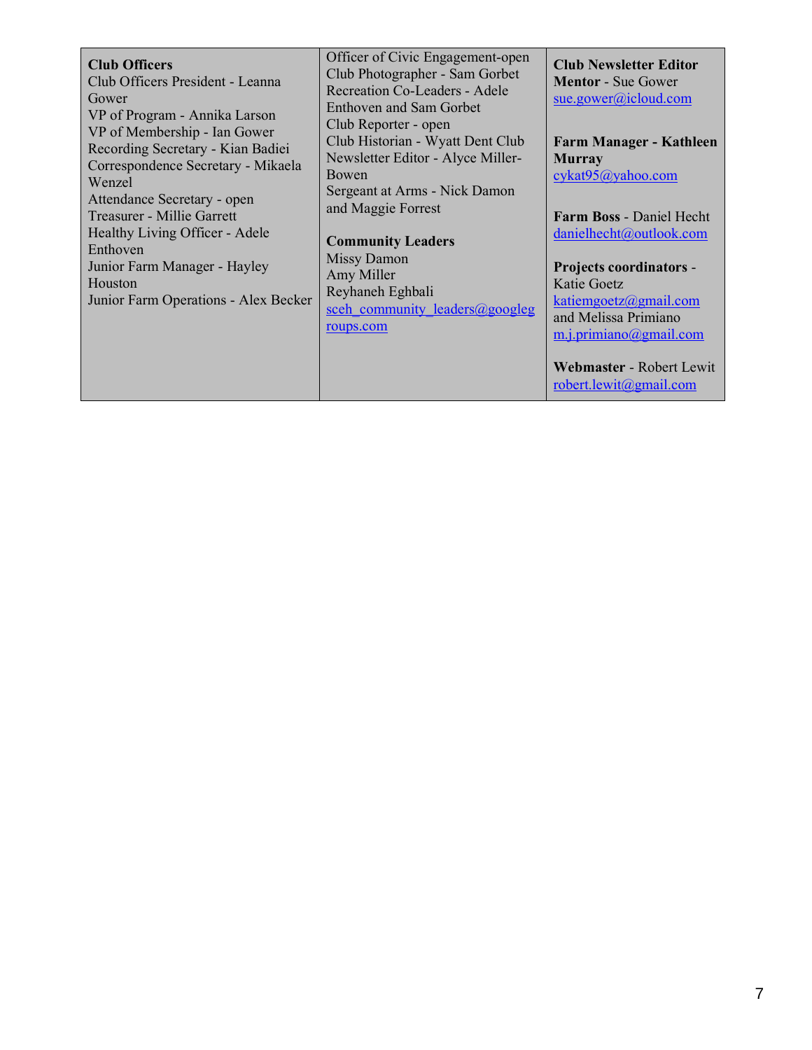| | | |
|---|---|---|
| **Club Officers**<br>Club Officers President - Leanna Gower<br>VP of Program - Annika Larson<br>VP of Membership - Ian Gower<br>Recording Secretary - Kian Badiei<br>Correspondence Secretary - Mikaela Wenzel<br>Attendance Secretary - open<br>Treasurer - Millie Garrett<br>Healthy Living Officer - Adele Enthoven<br>Junior Farm Manager - Hayley Houston<br>Junior Farm Operations - Alex Becker | Officer of Civic Engagement-open<br>Club Photographer - Sam Gorbet<br>Recreation Co-Leaders - Adele Enthoven and Sam Gorbet<br>Club Reporter - open<br>Club Historian - Wyatt Dent Club Newsletter Editor - Alyce Miller-Bowen<br>Sergeant at Arms - Nick Damon and Maggie Forrest<br><br>**Community Leaders**<br>Missy Damon<br>Amy Miller<br>Reyhaneh Eghbali<br>sceh_community_leaders@googlegroups.com | **Club Newsletter Editor Mentor** - Sue Gower<br>sue.gower@icloud.com<br><br>**Farm Manager - Kathleen Murray**<br>cykat95@yahoo.com<br><br>**Farm Boss** - Daniel Hecht<br>danielhecht@outlook.com<br><br>**Projects coordinators** - Katie Goetz<br>katiemgoetz@gmail.com<br>and Melissa Primiano<br>m.j.primiano@gmail.com<br><br>**Webmaster** - Robert Lewit<br>robert.lewit@gmail.com |